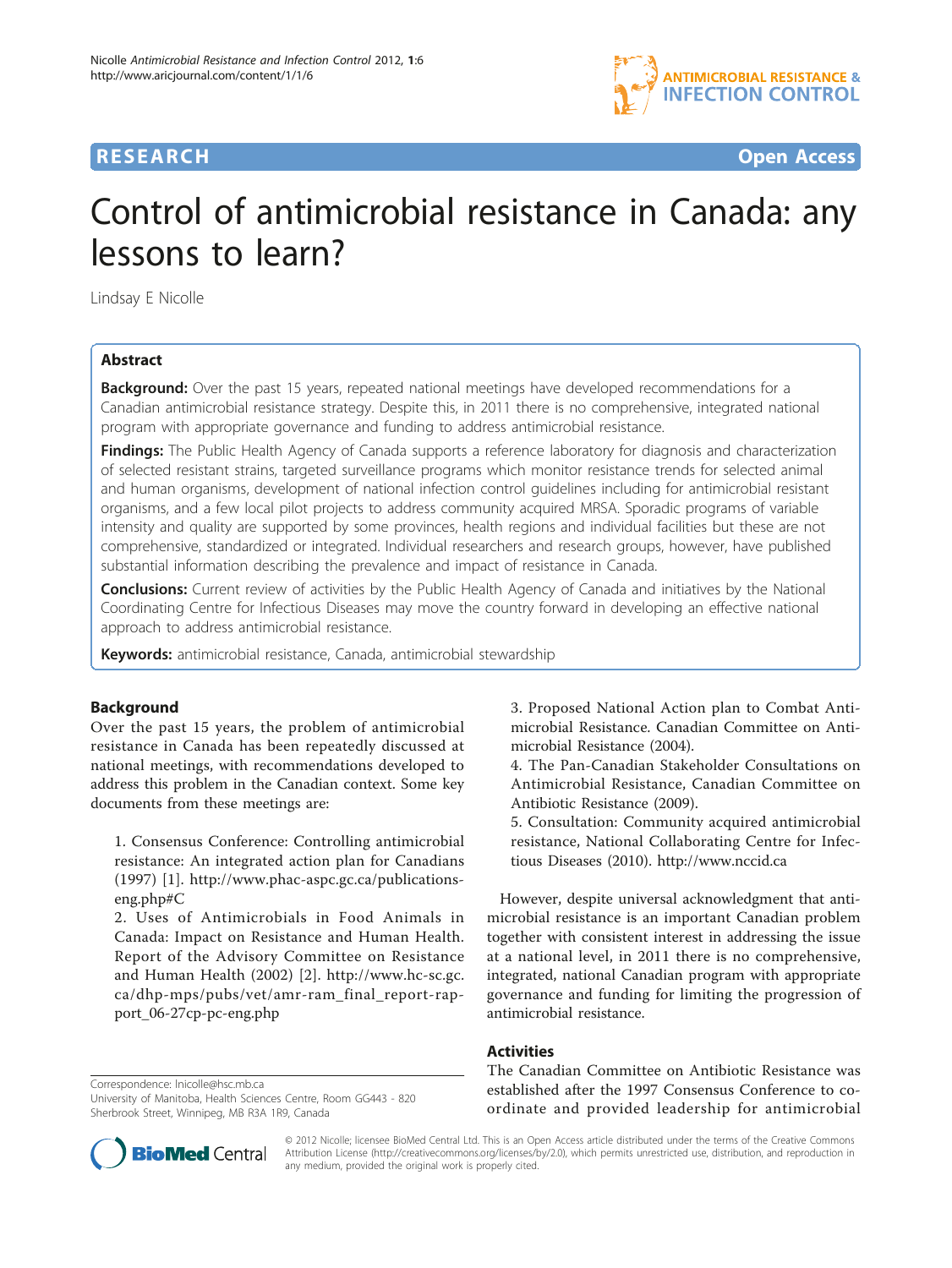RESEARCH Open Access

# Control of antimicrobial resistance in Canada: any lessons to learn?

Lindsay E Nicolle

## Abstract

**Background:** Over the past 15 years, repeated national meetings have developed recommendations for a Canadian antimicrobial resistance strategy. Despite this, in 2011 there is no comprehensive, integrated national program with appropriate governance and funding to address antimicrobial resistance.

**Findings:** The Public Health Agency of Canada supports a reference laboratory for diagnosis and characterization of selected resistant strains, targeted surveillance programs which monitor resistance trends for selected animal and human organisms, development of national infection control guidelines including for antimicrobial resistant organisms, and a few local pilot projects to address community acquired MRSA. Sporadic programs of variable intensity and quality are supported by some provinces, health regions and individual facilities but these are not comprehensive, standardized or integrated. Individual researchers and research groups, however, have published substantial information describing the prevalence and impact of resistance in Canada.

**Conclusions:** Current review of activities by the Public Health Agency of Canada and initiatives by the National Coordinating Centre for Infectious Diseases may move the country forward in developing an effective national approach to address antimicrobial resistance.

**Keywords:** antimicrobial resistance, Canada, antimicrobial stewardship

## Background

Over the past 15 years, the problem of antimicrobial resistance in Canada has been repeatedly discussed at national meetings, with recommendations developed to address this problem in the Canadian context. Some key documents from these meetings are:

1. Consensus Conference: Controlling antimicrobial resistance: An integrated action plan for Canadians (1997) [1]. http://www.phac-aspc.gc.ca/publications-eng.php#C
2. Uses of Antimicrobials in Food Animals in Canada: Impact on Resistance and Human Health. Report of the Advisory Committee on Resistance and Human Health (2002) [2]. http://www.hc-sc.gc.ca/dhp-mps/pubs/vet/amr-ram_final_report-rapport_06-27cp-pc-eng.php
3. Proposed National Action plan to Combat Antimicrobial Resistance. Canadian Committee on Antimicrobial Resistance (2004).
4. The Pan-Canadian Stakeholder Consultations on Antimicrobial Resistance, Canadian Committee on Antibiotic Resistance (2009).
5. Consultation: Community acquired antimicrobial resistance, National Collaborating Centre for Infectious Diseases (2010). http://www.nccid.ca

However, despite universal acknowledgment that antimicrobial resistance is an important Canadian problem together with consistent interest in addressing the issue at a national level, in 2011 there is no comprehensive, integrated, national Canadian program with appropriate governance and funding for limiting the progression of antimicrobial resistance.

## Activities

The Canadian Committee on Antibiotic Resistance was established after the 1997 Consensus Conference to co-ordinate and provided leadership for antimicrobial

Correspondence: lnicolle@hsc.mb.ca
University of Manitoba, Health Sciences Centre, Room GG443 - 820 Sherbrook Street, Winnipeg, MB R3A 1R9, Canada

© 2012 Nicolle; licensee BioMed Central Ltd. This is an Open Access article distributed under the terms of the Creative Commons Attribution License (http://creativecommons.org/licenses/by/2.0), which permits unrestricted use, distribution, and reproduction in any medium, provided the original work is properly cited.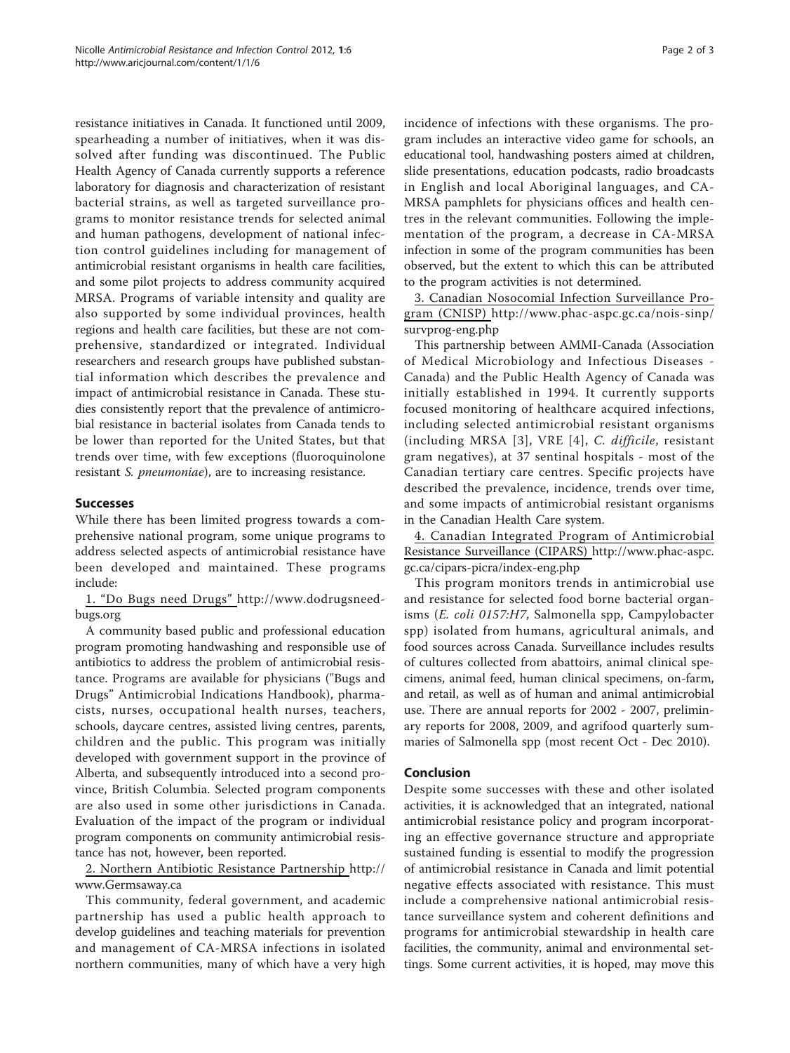resistance initiatives in Canada. It functioned until 2009, spearheading a number of initiatives, when it was dissolved after funding was discontinued. The Public Health Agency of Canada currently supports a reference laboratory for diagnosis and characterization of resistant bacterial strains, as well as targeted surveillance programs to monitor resistance trends for selected animal and human pathogens, development of national infection control guidelines including for management of antimicrobial resistant organisms in health care facilities, and some pilot projects to address community acquired MRSA. Programs of variable intensity and quality are also supported by some individual provinces, health regions and health care facilities, but these are not comprehensive, standardized or integrated. Individual researchers and research groups have published substantial information which describes the prevalence and impact of antimicrobial resistance in Canada. These studies consistently report that the prevalence of antimicrobial resistance in bacterial isolates from Canada tends to be lower than reported for the United States, but that trends over time, with few exceptions (fluoroquinolone resistant *S. pneumoniae*), are to increasing resistance.

## Successes

While there has been limited progress towards a comprehensive national program, some unique programs to address selected aspects of antimicrobial resistance have been developed and maintained. These programs include:

1. "Do Bugs need Drugs" http://www.dodrugsneedbugs.org

A community based public and professional education program promoting handwashing and responsible use of antibiotics to address the problem of antimicrobial resistance. Programs are available for physicians ("Bugs and Drugs" Antimicrobial Indications Handbook), pharmacists, nurses, occupational health nurses, teachers, schools, daycare centres, assisted living centres, parents, children and the public. This program was initially developed with government support in the province of Alberta, and subsequently introduced into a second province, British Columbia. Selected program components are also used in some other jurisdictions in Canada. Evaluation of the impact of the program or individual program components on community antimicrobial resistance has not, however, been reported.

2. Northern Antibiotic Resistance Partnership http://www.Germsaway.ca

This community, federal government, and academic partnership has used a public health approach to develop guidelines and teaching materials for prevention and management of CA-MRSA infections in isolated northern communities, many of which have a very high incidence of infections with these organisms. The program includes an interactive video game for schools, an educational tool, handwashing posters aimed at children, slide presentations, education podcasts, radio broadcasts in English and local Aboriginal languages, and CA-MRSA pamphlets for physicians offices and health centres in the relevant communities. Following the implementation of the program, a decrease in CA-MRSA infection in some of the program communities has been observed, but the extent to which this can be attributed to the program activities is not determined.

3. Canadian Nosocomial Infection Surveillance Program (CNISP) http://www.phac-aspc.gc.ca/nois-sinp/survprog-eng.php

This partnership between AMMI-Canada (Association of Medical Microbiology and Infectious Diseases - Canada) and the Public Health Agency of Canada was initially established in 1994. It currently supports focused monitoring of healthcare acquired infections, including selected antimicrobial resistant organisms (including MRSA [3], VRE [4], *C. difficile*, resistant gram negatives), at 37 sentinal hospitals - most of the Canadian tertiary care centres. Specific projects have described the prevalence, incidence, trends over time, and some impacts of antimicrobial resistant organisms in the Canadian Health Care system.

4. Canadian Integrated Program of Antimicrobial Resistance Surveillance (CIPARS) http://www.phac-aspc.gc.ca/cipars-picra/index-eng.php

This program monitors trends in antimicrobial use and resistance for selected food borne bacterial organisms (*E. coli 0157:H7*, Salmonella spp, Campylobacter spp) isolated from humans, agricultural animals, and food sources across Canada. Surveillance includes results of cultures collected from abattoirs, animal clinical specimens, animal feed, human clinical specimens, on-farm, and retail, as well as of human and animal antimicrobial use. There are annual reports for 2002 - 2007, preliminary reports for 2008, 2009, and agrifood quarterly summaries of Salmonella spp (most recent Oct - Dec 2010).

## Conclusion

Despite some successes with these and other isolated activities, it is acknowledged that an integrated, national antimicrobial resistance policy and program incorporating an effective governance structure and appropriate sustained funding is essential to modify the progression of antimicrobial resistance in Canada and limit potential negative effects associated with resistance. This must include a comprehensive national antimicrobial resistance surveillance system and coherent definitions and programs for antimicrobial stewardship in health care facilities, the community, animal and environmental settings. Some current activities, it is hoped, may move this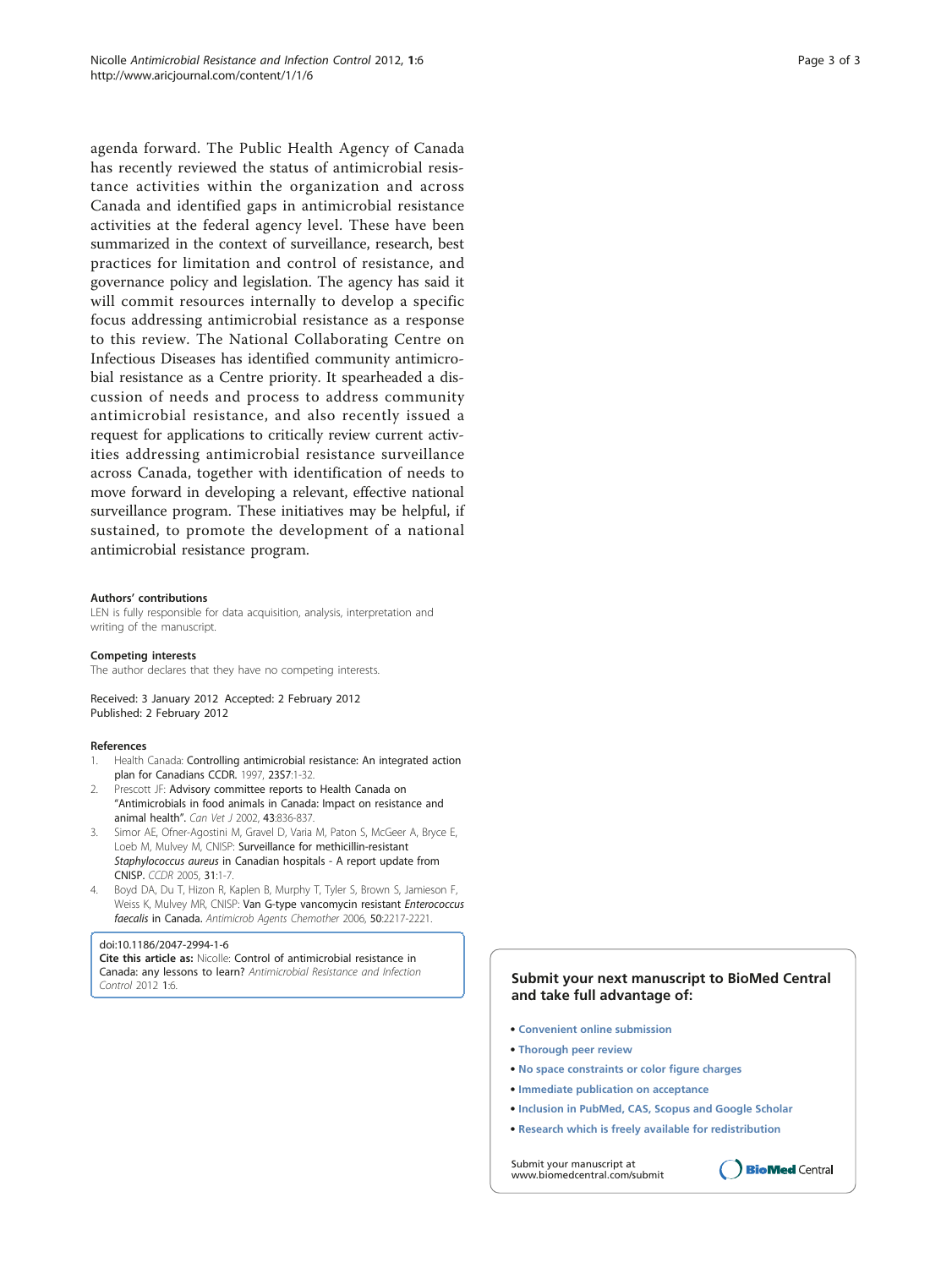agenda forward. The Public Health Agency of Canada has recently reviewed the status of antimicrobial resistance activities within the organization and across Canada and identified gaps in antimicrobial resistance activities at the federal agency level. These have been summarized in the context of surveillance, research, best practices for limitation and control of resistance, and governance policy and legislation. The agency has said it will commit resources internally to develop a specific focus addressing antimicrobial resistance as a response to this review. The National Collaborating Centre on Infectious Diseases has identified community antimicrobial resistance as a Centre priority. It spearheaded a discussion of needs and process to address community antimicrobial resistance, and also recently issued a request for applications to critically review current activities addressing antimicrobial resistance surveillance across Canada, together with identification of needs to move forward in developing a relevant, effective national surveillance program. These initiatives may be helpful, if sustained, to promote the development of a national antimicrobial resistance program.

#### Authors' contributions

LEN is fully responsible for data acquisition, analysis, interpretation and writing of the manuscript.

#### Competing interests

The author declares that they have no competing interests.

Received: 3 January 2012 Accepted: 2 February 2012
Published: 2 February 2012

#### References

1. Health Canada: **Controlling antimicrobial resistance: An integrated action plan for Canadians CCDR.** 1997, **23S7**:1-32.
2. Prescott JF: **Advisory committee reports to Health Canada on "Antimicrobials in food animals in Canada: Impact on resistance and animal health".** *Can Vet J* 2002, **43**:836-837.
3. Simor AE, Ofner-Agostini M, Gravel D, Varia M, Paton S, McGeer A, Bryce E, Loeb M, Mulvey M, CNISP: **Surveillance for methicillin-resistant *Staphylococcus aureus* in Canadian hospitals - A report update from CNISP.** *CCDR* 2005, **31**:1-7.
4. Boyd DA, Du T, Hizon R, Kaplen B, Murphy T, Tyler S, Brown S, Jamieson F, Weiss K, Mulvey MR, CNISP: **Van G-type vancomycin resistant *Enterococcus faecalis* in Canada.** *Antimicrob Agents Chemother* 2006, **50**:2217-2221.

doi:10.1186/2047-2994-1-6
**Cite this article as:** Nicolle: Control of antimicrobial resistance in Canada: any lessons to learn? *Antimicrobial Resistance and Infection Control* 2012 **1**:6.

**Submit your next manuscript to BioMed Central and take full advantage of:**

- Convenient online submission
- Thorough peer review
- No space constraints or color figure charges
- Immediate publication on acceptance
- Inclusion in PubMed, CAS, Scopus and Google Scholar
- Research which is freely available for redistribution

Submit your manuscript at
www.biomedcentral.com/submit

BioMed Central